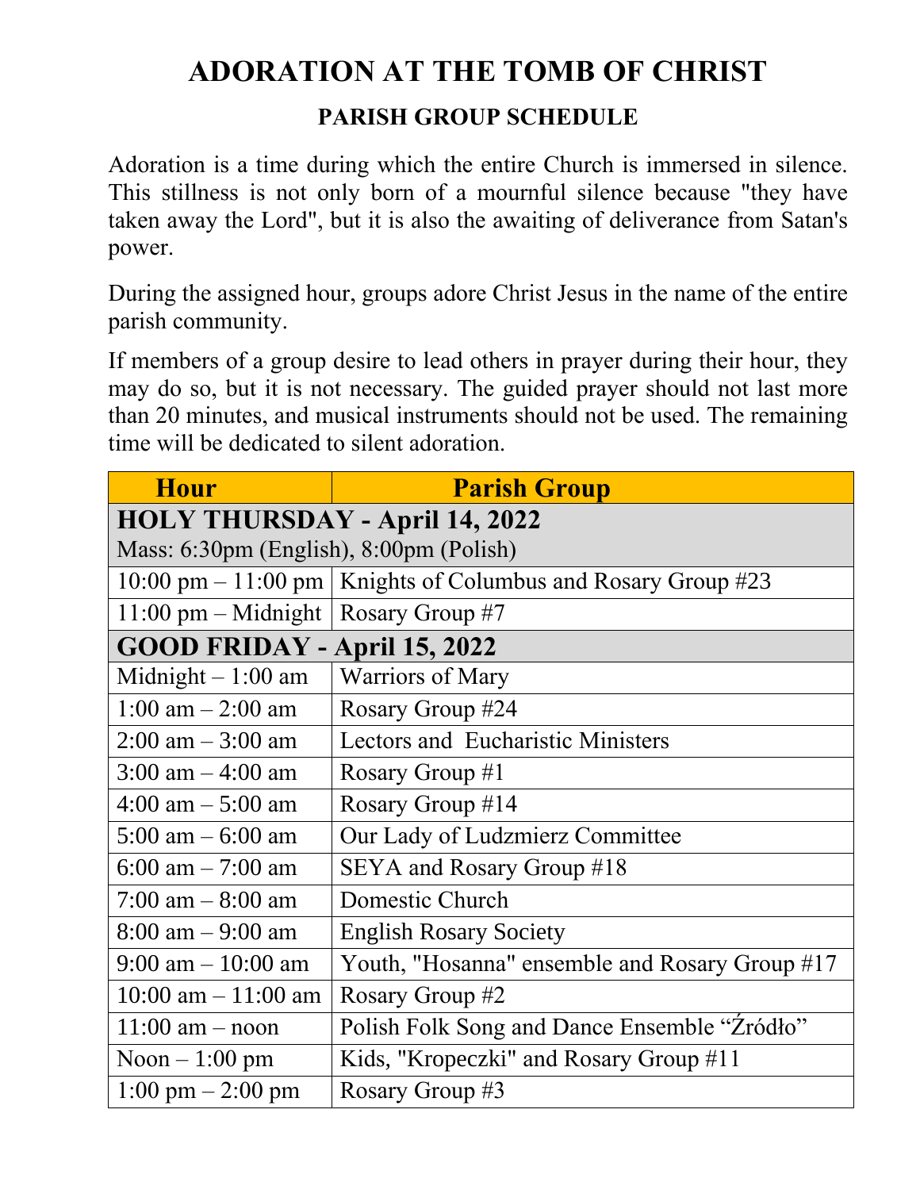# ADORATION AT THE TOMB OF CHRIST

## PARISH GROUP SCHEDULE

Adoration is a time during which the entire Church is immersed in silence. This stillness is not only born of a mournful silence because "they have taken away the Lord", but it is also the awaiting of deliverance from Satan's power.

During the assigned hour, groups adore Christ Jesus in the name of the entire parish community.

If members of a group desire to lead others in prayer during their hour, they may do so, but it is not necessary. The guided prayer should not last more than 20 minutes, and musical instruments should not be used. The remaining time will be dedicated to silent adoration.

| Hour | Parish Group |
|---|---|
| **HOLY THURSDAY - April 14, 2022** Mass: 6:30pm (English), 8:00pm (Polish) | |
| 10:00 pm – 11:00 pm | Knights of Columbus and Rosary Group #23 |
| 11:00 pm – Midnight | Rosary Group #7 |
| **GOOD FRIDAY - April 15, 2022** | |
| Midnight – 1:00 am | Warriors of Mary |
| 1:00 am – 2:00 am | Rosary Group #24 |
| 2:00 am – 3:00 am | Lectors and Eucharistic Ministers |
| 3:00 am – 4:00 am | Rosary Group #1 |
| 4:00 am – 5:00 am | Rosary Group #14 |
| 5:00 am – 6:00 am | Our Lady of Ludzmierz Committee |
| 6:00 am – 7:00 am | SEYA and Rosary Group #18 |
| 7:00 am – 8:00 am | Domestic Church |
| 8:00 am – 9:00 am | English Rosary Society |
| 9:00 am – 10:00 am | Youth, "Hosanna" ensemble and Rosary Group #17 |
| 10:00 am – 11:00 am | Rosary Group #2 |
| 11:00 am – noon | Polish Folk Song and Dance Ensemble “Źródło” |
| Noon – 1:00 pm | Kids, "Kropeczki" and Rosary Group #11 |
| 1:00 pm – 2:00 pm | Rosary Group #3 |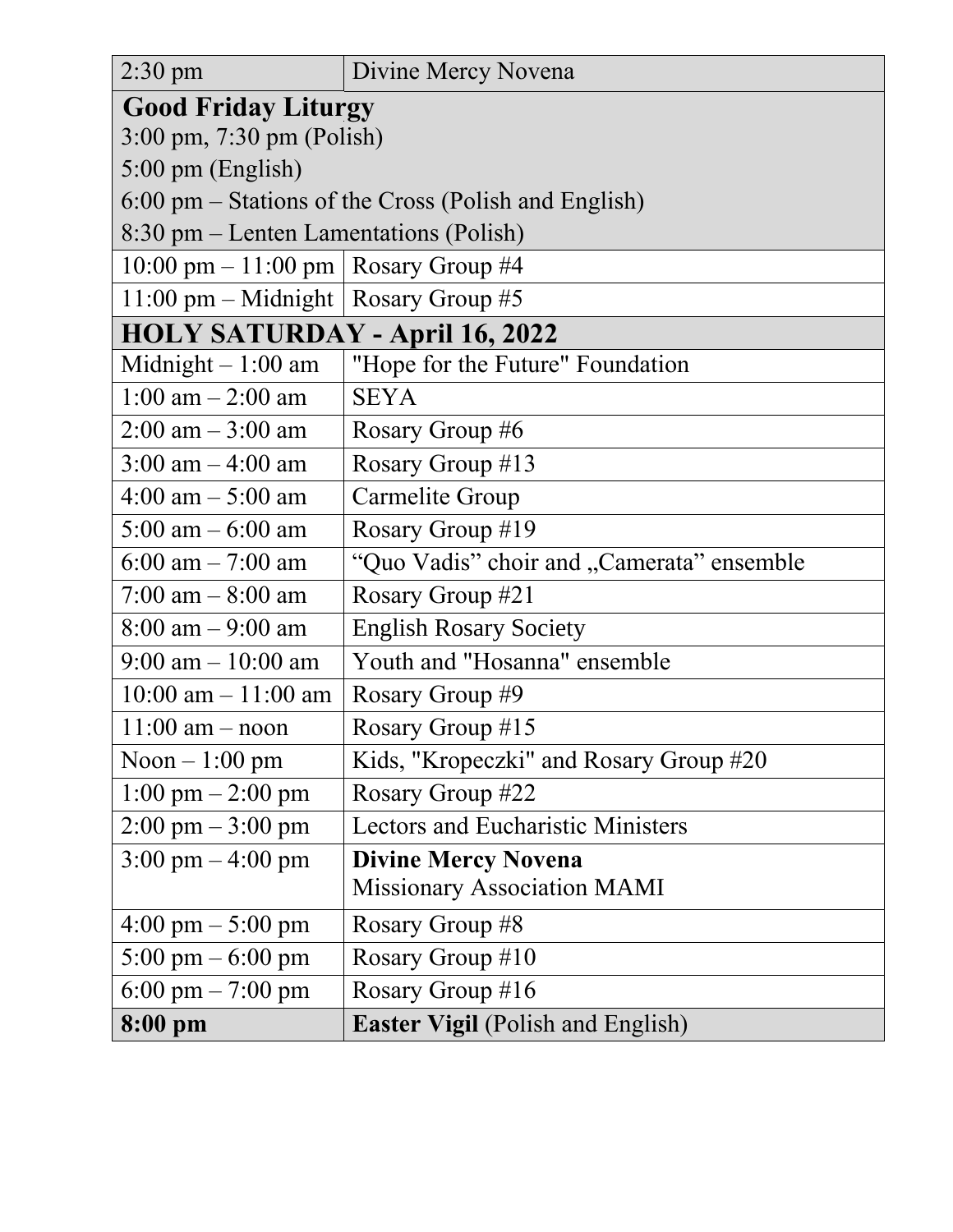| | |
|---|---|
| 2:30 pm | Divine Mercy Novena |
| **Good Friday Liturgy**<br>3:00 pm, 7:30 pm (Polish)<br>5:00 pm (English)<br>6:00 pm – Stations of the Cross (Polish and English)<br>8:30 pm – Lenten Lamentations (Polish) | |
| 10:00 pm – 11:00 pm | Rosary Group #4 |
| 11:00 pm – Midnight | Rosary Group #5 |
| **HOLY SATURDAY - April 16, 2022** | |
| Midnight – 1:00 am | "Hope for the Future" Foundation |
| 1:00 am – 2:00 am | SEYA |
| 2:00 am – 3:00 am | Rosary Group #6 |
| 3:00 am – 4:00 am | Rosary Group #13 |
| 4:00 am – 5:00 am | Carmelite Group |
| 5:00 am – 6:00 am | Rosary Group #19 |
| 6:00 am – 7:00 am | "Quo Vadis" choir and „Camerata" ensemble |
| 7:00 am – 8:00 am | Rosary Group #21 |
| 8:00 am – 9:00 am | English Rosary Society |
| 9:00 am – 10:00 am | Youth and "Hosanna" ensemble |
| 10:00 am – 11:00 am | Rosary Group #9 |
| 11:00 am – noon | Rosary Group #15 |
| Noon – 1:00 pm | Kids, "Kropeczki" and Rosary Group #20 |
| 1:00 pm – 2:00 pm | Rosary Group #22 |
| 2:00 pm – 3:00 pm | Lectors and Eucharistic Ministers |
| 3:00 pm – 4:00 pm | **Divine Mercy Novena**<br>Missionary Association MAMI |
| 4:00 pm – 5:00 pm | Rosary Group #8 |
| 5:00 pm – 6:00 pm | Rosary Group #10 |
| 6:00 pm – 7:00 pm | Rosary Group #16 |
| **8:00 pm** | **Easter Vigil** (Polish and English) |